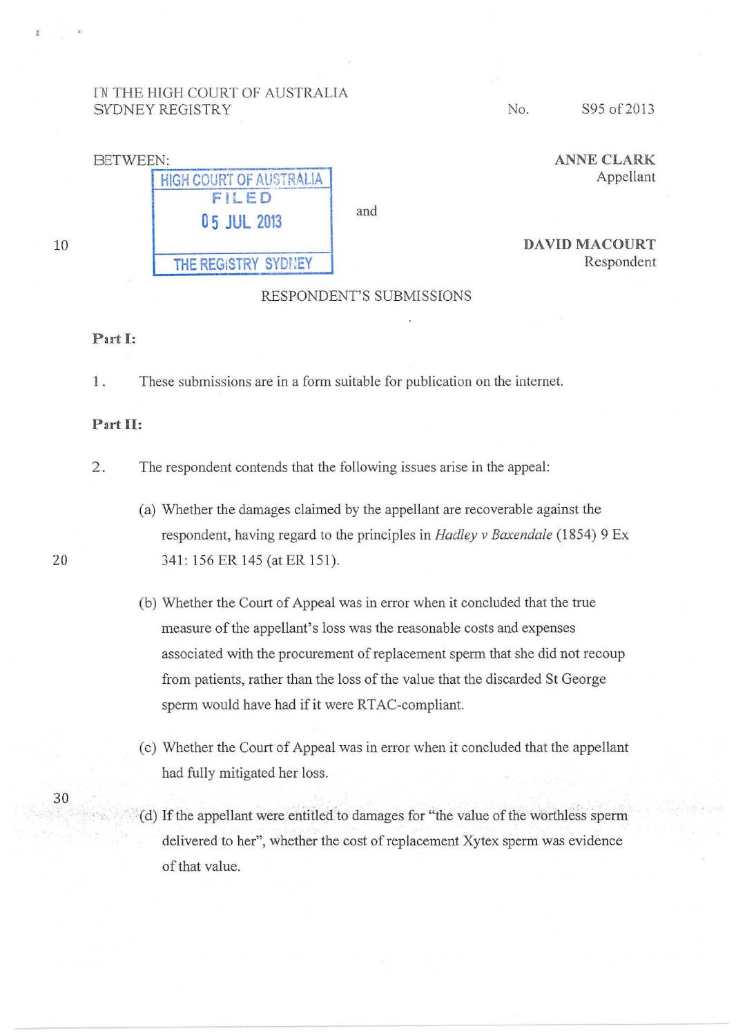IN THE HIGH COURT OF AUSTRALIA
SYDNEY REGISTRY

No. S95 of 2013

BETWEEN:

HIGH COURT OF AUSTRALIA
FILED
05 JUL 2013
THE REGISTRY SYDNEY

**ANNE CLARK**
Appellant

and

**DAVID MACOURT**
Respondent

RESPONDENT'S SUBMISSIONS

**Part I:**

1. These submissions are in a form suitable for publication on the internet.

**Part II:**

2. The respondent contends that the following issues arise in the appeal:

   (a) Whether the damages claimed by the appellant are recoverable against the respondent, having regard to the principles in *Hadley v Baxendale* (1854) 9 Ex 341: 156 ER 145 (at ER 151).

   (b) Whether the Court of Appeal was in error when it concluded that the true measure of the appellant's loss was the reasonable costs and expenses associated with the procurement of replacement sperm that she did not recoup from patients, rather than the loss of the value that the discarded St George sperm would have had if it were RTAC-compliant.

   (c) Whether the Court of Appeal was in error when it concluded that the appellant had fully mitigated her loss.

   (d) If the appellant were entitled to damages for "the value of the worthless sperm delivered to her", whether the cost of replacement Xytex sperm was evidence of that value.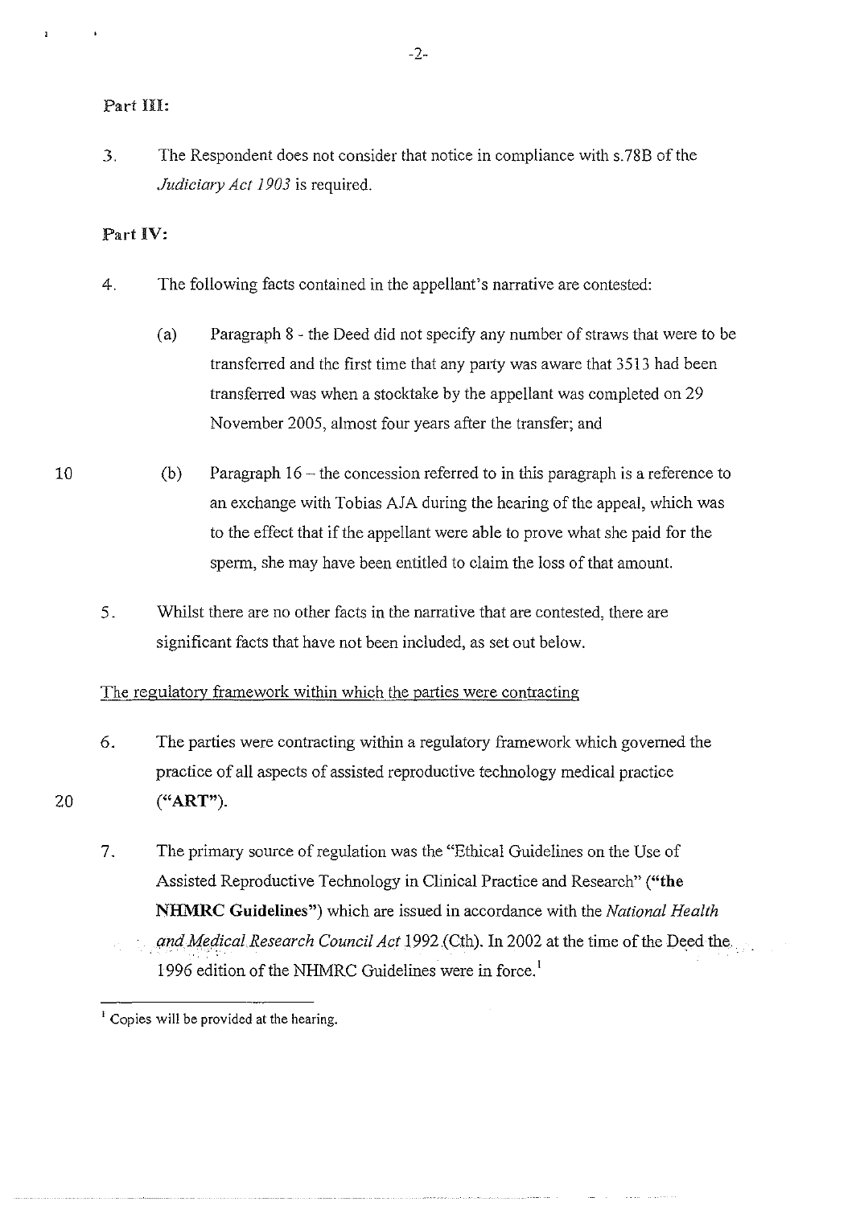**Part III:**

3. The Respondent does not consider that notice in compliance with s.78B of the *Judiciary Act 1903* is required.

**Part IV:**

4. The following facts contained in the appellant's narrative are contested:

   (a) Paragraph 8 - the Deed did not specify any number of straws that were to be transferred and the first time that any party was aware that 3513 had been transferred was when a stocktake by the appellant was completed on 29 November 2005, almost four years after the transfer; and

   (b) Paragraph 16 – the concession referred to in this paragraph is a reference to an exchange with Tobias AJA during the hearing of the appeal, which was to the effect that if the appellant were able to prove what she paid for the sperm, she may have been entitled to claim the loss of that amount.

5. Whilst there are no other facts in the narrative that are contested, there are significant facts that have not been included, as set out below.

<u>The regulatory framework within which the parties were contracting</u>

6. The parties were contracting within a regulatory framework which governed the practice of all aspects of assisted reproductive technology medical practice (**"ART"**).

7. The primary source of regulation was the "Ethical Guidelines on the Use of Assisted Reproductive Technology in Clinical Practice and Research" (**"the NHMRC Guidelines"**) which are issued in accordance with the *National Health and Medical Research Council Act* 1992 (Cth). In 2002 at the time of the Deed the 1996 edition of the NHMRC Guidelines were in force.[1]

[1] Copies will be provided at the hearing.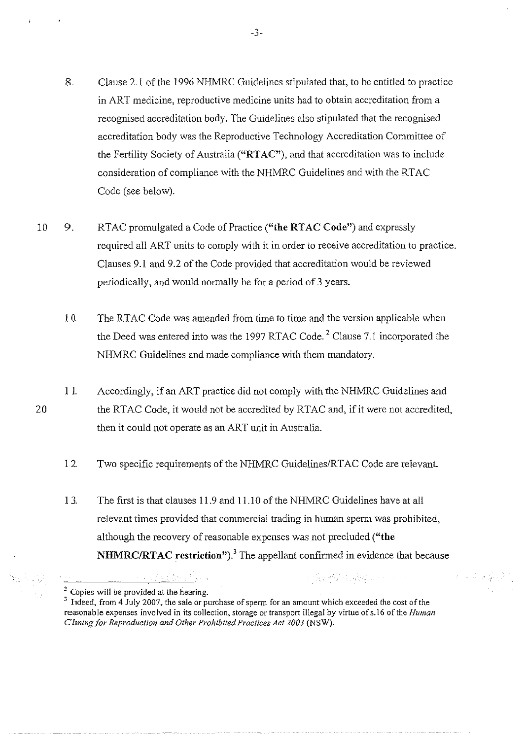8. Clause 2.1 of the 1996 NHMRC Guidelines stipulated that, to be entitled to practice in ART medicine, reproductive medicine units had to obtain accreditation from a recognised accreditation body. The Guidelines also stipulated that the recognised accreditation body was the Reproductive Technology Accreditation Committee of the Fertility Society of Australia (**"RTAC"**), and that accreditation was to include consideration of compliance with the NHMRC Guidelines and with the RTAC Code (see below).

9. RTAC promulgated a Code of Practice (**"the RTAC Code"**) and expressly required all ART units to comply with it in order to receive accreditation to practice. Clauses 9.1 and 9.2 of the Code provided that accreditation would be reviewed periodically, and would normally be for a period of 3 years.

10. The RTAC Code was amended from time to time and the version applicable when the Deed was entered into was the 1997 RTAC Code.[2] Clause 7.1 incorporated the NHMRC Guidelines and made compliance with them mandatory.

11. Accordingly, if an ART practice did not comply with the NHMRC Guidelines and the RTAC Code, it would not be accredited by RTAC and, if it were not accredited, then it could not operate as an ART unit in Australia.

12. Two specific requirements of the NHMRC Guidelines/RTAC Code are relevant.

13. The first is that clauses 11.9 and 11.10 of the NHMRC Guidelines have at all relevant times provided that commercial trading in human sperm was prohibited, although the recovery of reasonable expenses was not precluded (**"the NHMRC/RTAC restriction"**).[3] The appellant confirmed in evidence that because

---

[2] Copies will be provided at the hearing.

[3] Indeed, from 4 July 2007, the sale or purchase of sperm for an amount which exceeded the cost of the reasonable expenses involved in its collection, storage or transport illegal by virtue of s.16 of the *Human Cloning for Reproduction and Other Prohibited Practices Act 2003* (NSW).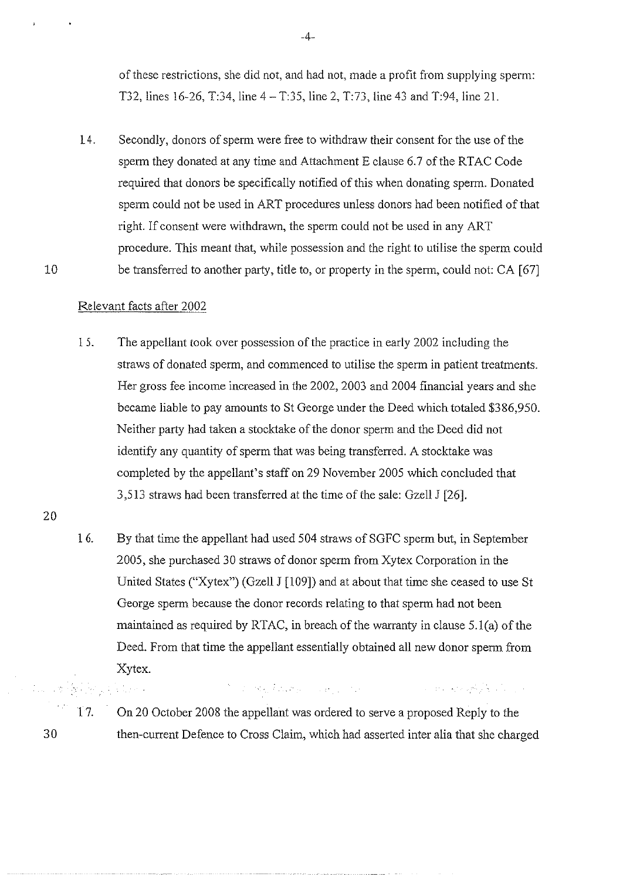of these restrictions, she did not, and had not, made a profit from supplying sperm: T32, lines 16-26, T:34, line 4 – T:35, line 2, T:73, line 43 and T:94, line 21.

14. Secondly, donors of sperm were free to withdraw their consent for the use of the sperm they donated at any time and Attachment E clause 6.7 of the RTAC Code required that donors be specifically notified of this when donating sperm. Donated sperm could not be used in ART procedures unless donors had been notified of that right. If consent were withdrawn, the sperm could not be used in any ART procedure. This meant that, while possession and the right to utilise the sperm could be transferred to another party, title to, or property in the sperm, could not: CA [67]

Relevant facts after 2002

15. The appellant took over possession of the practice in early 2002 including the straws of donated sperm, and commenced to utilise the sperm in patient treatments. Her gross fee income increased in the 2002, 2003 and 2004 financial years and she became liable to pay amounts to St George under the Deed which totaled $386,950. Neither party had taken a stocktake of the donor sperm and the Deed did not identify any quantity of sperm that was being transferred. A stocktake was completed by the appellant's staff on 29 November 2005 which concluded that 3,513 straws had been transferred at the time of the sale: Gzell J [26].

16. By that time the appellant had used 504 straws of SGFC sperm but, in September 2005, she purchased 30 straws of donor sperm from Xytex Corporation in the United States ("Xytex") (Gzell J [109]) and at about that time she ceased to use St George sperm because the donor records relating to that sperm had not been maintained as required by RTAC, in breach of the warranty in clause 5.1(a) of the Deed. From that time the appellant essentially obtained all new donor sperm from Xytex.

17. On 20 October 2008 the appellant was ordered to serve a proposed Reply to the then-current Defence to Cross Claim, which had asserted inter alia that she charged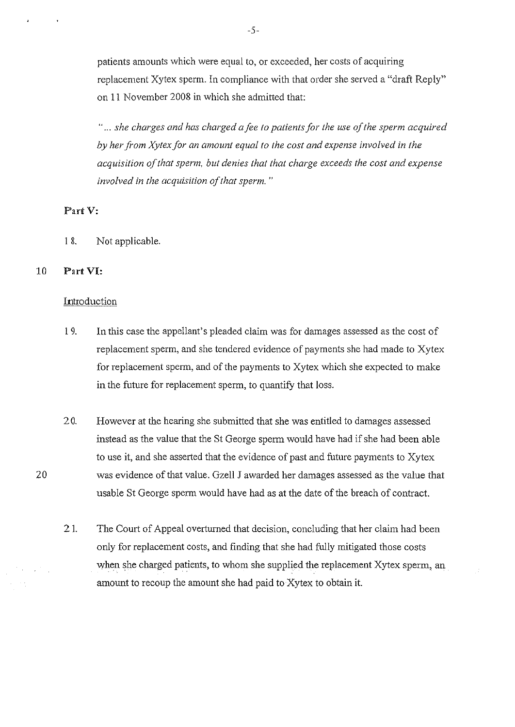patients amounts which were equal to, or exceeded, her costs of acquiring replacement Xytex sperm. In compliance with that order she served a "draft Reply" on 11 November 2008 in which she admitted that:

> *"... she charges and has charged a fee to patients for the use of the sperm acquired by her from Xytex for an amount equal to the cost and expense involved in the acquisition of that sperm, but denies that that charge exceeds the cost and expense involved in the acquisition of that sperm."*

**Part V:**

18. Not applicable.

**Part VI:**

Introduction

19. In this case the appellant's pleaded claim was for damages assessed as the cost of replacement sperm, and she tendered evidence of payments she had made to Xytex for replacement sperm, and of the payments to Xytex which she expected to make in the future for replacement sperm, to quantify that loss.

20. However at the hearing she submitted that she was entitled to damages assessed instead as the value that the St George sperm would have had if she had been able to use it, and she asserted that the evidence of past and future payments to Xytex was evidence of that value. Gzell J awarded her damages assessed as the value that usable St George sperm would have had as at the date of the breach of contract.

21. The Court of Appeal overturned that decision, concluding that her claim had been only for replacement costs, and finding that she had fully mitigated those costs when she charged patients, to whom she supplied the replacement Xytex sperm, an amount to recoup the amount she had paid to Xytex to obtain it.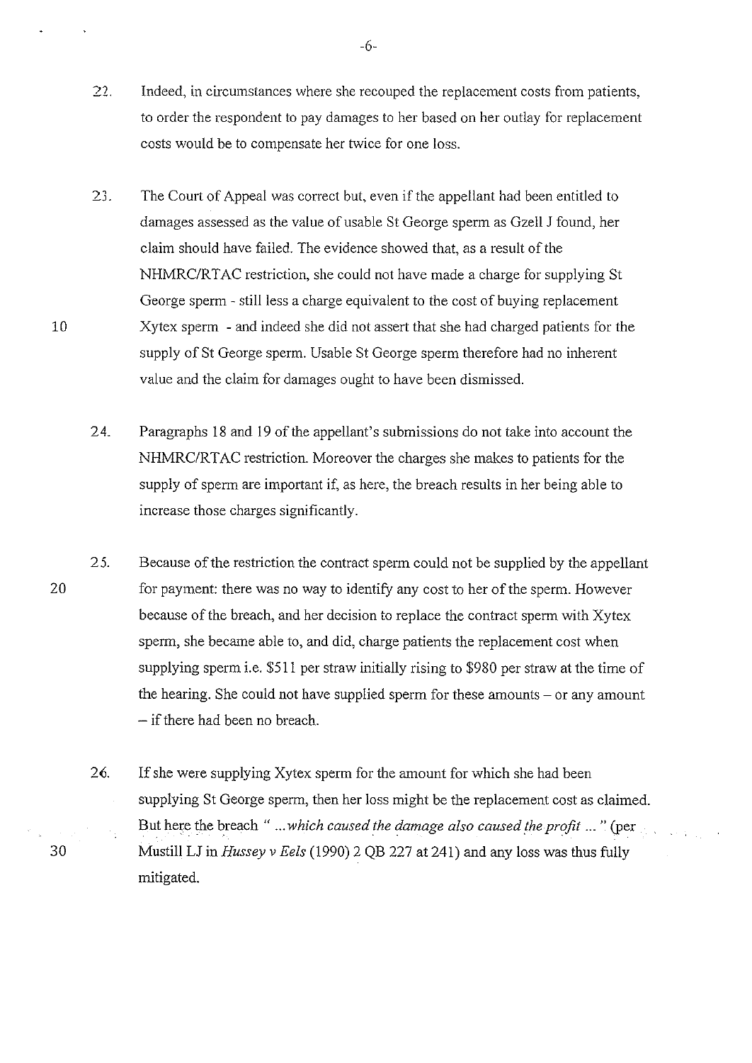22. Indeed, in circumstances where she recouped the replacement costs from patients, to order the respondent to pay damages to her based on her outlay for replacement costs would be to compensate her twice for one loss.

23. The Court of Appeal was correct but, even if the appellant had been entitled to damages assessed as the value of usable St George sperm as Gzell J found, her claim should have failed. The evidence showed that, as a result of the NHMRC/RTAC restriction, she could not have made a charge for supplying St George sperm - still less a charge equivalent to the cost of buying replacement Xytex sperm - and indeed she did not assert that she had charged patients for the supply of St George sperm. Usable St George sperm therefore had no inherent value and the claim for damages ought to have been dismissed.

24. Paragraphs 18 and 19 of the appellant's submissions do not take into account the NHMRC/RTAC restriction. Moreover the charges she makes to patients for the supply of sperm are important if, as here, the breach results in her being able to increase those charges significantly.

25. Because of the restriction the contract sperm could not be supplied by the appellant for payment: there was no way to identify any cost to her of the sperm. However because of the breach, and her decision to replace the contract sperm with Xytex sperm, she became able to, and did, charge patients the replacement cost when supplying sperm i.e. $511 per straw initially rising to $980 per straw at the time of the hearing. She could not have supplied sperm for these amounts – or any amount – if there had been no breach.

26. If she were supplying Xytex sperm for the amount for which she had been supplying St George sperm, then her loss might be the replacement cost as claimed. But here the breach " *...which caused the damage also caused the profit ...* " (per Mustill LJ in *Hussey v Eels* (1990) 2 QB 227 at 241) and any loss was thus fully mitigated.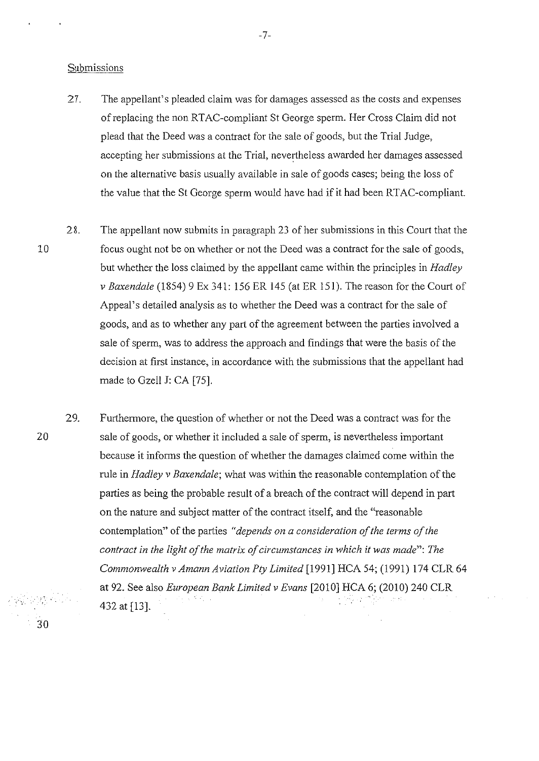Submissions

27. The appellant's pleaded claim was for damages assessed as the costs and expenses of replacing the non RTAC-compliant St George sperm. Her Cross Claim did not plead that the Deed was a contract for the sale of goods, but the Trial Judge, accepting her submissions at the Trial, nevertheless awarded her damages assessed on the alternative basis usually available in sale of goods cases; being the loss of the value that the St George sperm would have had if it had been RTAC-compliant.

28. The appellant now submits in paragraph 23 of her submissions in this Court that the focus ought not be on whether or not the Deed was a contract for the sale of goods, but whether the loss claimed by the appellant came within the principles in *Hadley v Baxendale* (1854) 9 Ex 341: 156 ER 145 (at ER 151). The reason for the Court of Appeal's detailed analysis as to whether the Deed was a contract for the sale of goods, and as to whether any part of the agreement between the parties involved a sale of sperm, was to address the approach and findings that were the basis of the decision at first instance, in accordance with the submissions that the appellant had made to Gzell J: CA [75].

29. Furthermore, the question of whether or not the Deed was a contract was for the sale of goods, or whether it included a sale of sperm, is nevertheless important because it informs the question of whether the damages claimed come within the rule in *Hadley v Baxendale*; what was within the reasonable contemplation of the parties as being the probable result of a breach of the contract will depend in part on the nature and subject matter of the contract itself, and the "reasonable contemplation" of the parties *"depends on a consideration of the terms of the contract in the light of the matrix of circumstances in which it was made"*: *The Commonwealth v Amann Aviation Pty Limited* [1991] HCA 54; (1991) 174 CLR 64 at 92. See also *European Bank Limited v Evans* [2010] HCA 6; (2010) 240 CLR 432 at [13].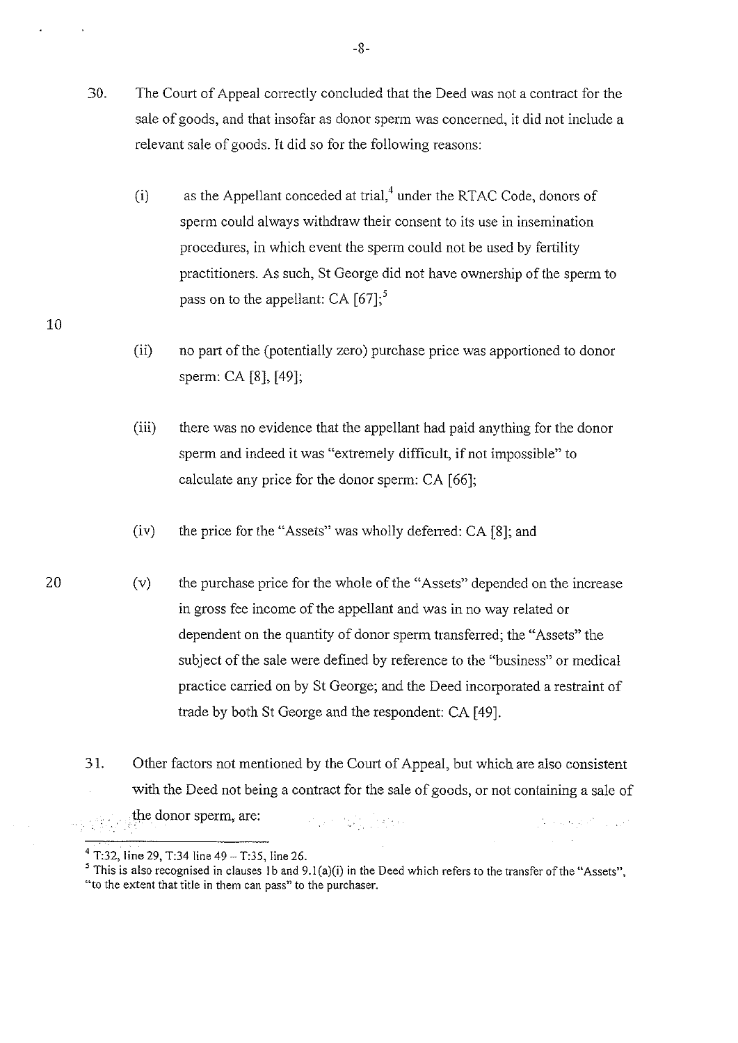30. The Court of Appeal correctly concluded that the Deed was not a contract for the sale of goods, and that insofar as donor sperm was concerned, it did not include a relevant sale of goods. It did so for the following reasons:

    (i) as the Appellant conceded at trial,[4] under the RTAC Code, donors of sperm could always withdraw their consent to its use in insemination procedures, in which event the sperm could not be used by fertility practitioners. As such, St George did not have ownership of the sperm to pass on to the appellant: CA [67];[5]

    (ii) no part of the (potentially zero) purchase price was apportioned to donor sperm: CA [8], [49];

    (iii) there was no evidence that the appellant had paid anything for the donor sperm and indeed it was "extremely difficult, if not impossible" to calculate any price for the donor sperm: CA [66];

    (iv) the price for the "Assets" was wholly deferred: CA [8]; and

    (v) the purchase price for the whole of the "Assets" depended on the increase in gross fee income of the appellant and was in no way related or dependent on the quantity of donor sperm transferred; the "Assets" the subject of the sale were defined by reference to the "business" or medical practice carried on by St George; and the Deed incorporated a restraint of trade by both St George and the respondent: CA [49].

31. Other factors not mentioned by the Court of Appeal, but which are also consistent with the Deed not being a contract for the sale of goods, or not containing a sale of the donor sperm, are:

---

[4] T:32, line 29, T:34 line 49 – T:35, line 26.

[5] This is also recognised in clauses 1b and 9.1(a)(i) in the Deed which refers to the transfer of the "Assets", "to the extent that title in them can pass" to the purchaser.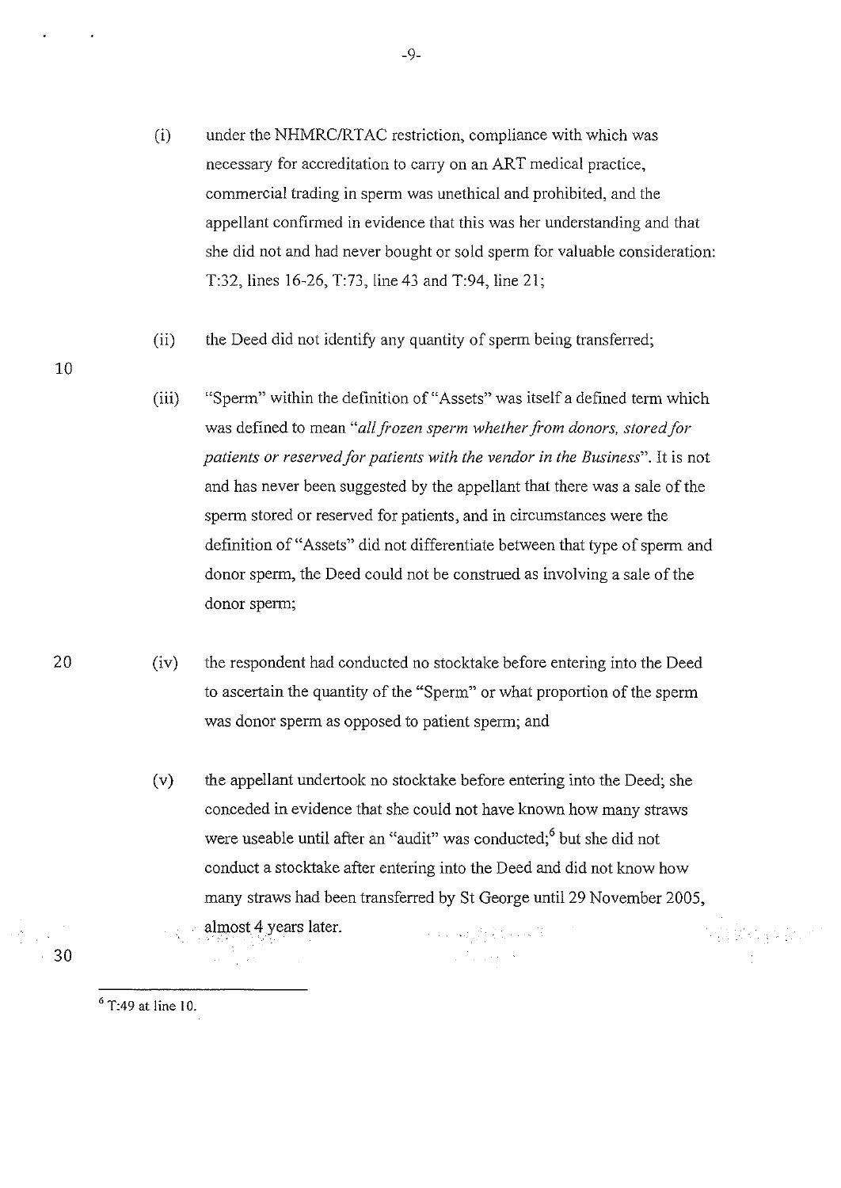(i) under the NHMRC/RTAC restriction, compliance with which was necessary for accreditation to carry on an ART medical practice, commercial trading in sperm was unethical and prohibited, and the appellant confirmed in evidence that this was her understanding and that she did not and had never bought or sold sperm for valuable consideration: T:32, lines 16-26, T:73, line 43 and T:94, line 21;

(ii) the Deed did not identify any quantity of sperm being transferred;

(iii) "Sperm" within the definition of "Assets" was itself a defined term which was defined to mean *"all frozen sperm whether from donors, stored for patients or reserved for patients with the vendor in the Business"*. It is not and has never been suggested by the appellant that there was a sale of the sperm stored or reserved for patients, and in circumstances were the definition of "Assets" did not differentiate between that type of sperm and donor sperm, the Deed could not be construed as involving a sale of the donor sperm;

(iv) the respondent had conducted no stocktake before entering into the Deed to ascertain the quantity of the "Sperm" or what proportion of the sperm was donor sperm as opposed to patient sperm; and

(v) the appellant undertook no stocktake before entering into the Deed; she conceded in evidence that she could not have known how many straws were useable until after an "audit" was conducted;[6] but she did not conduct a stocktake after entering into the Deed and did not know how many straws had been transferred by St George until 29 November 2005, almost 4 years later.

---

[6] T:49 at line 10.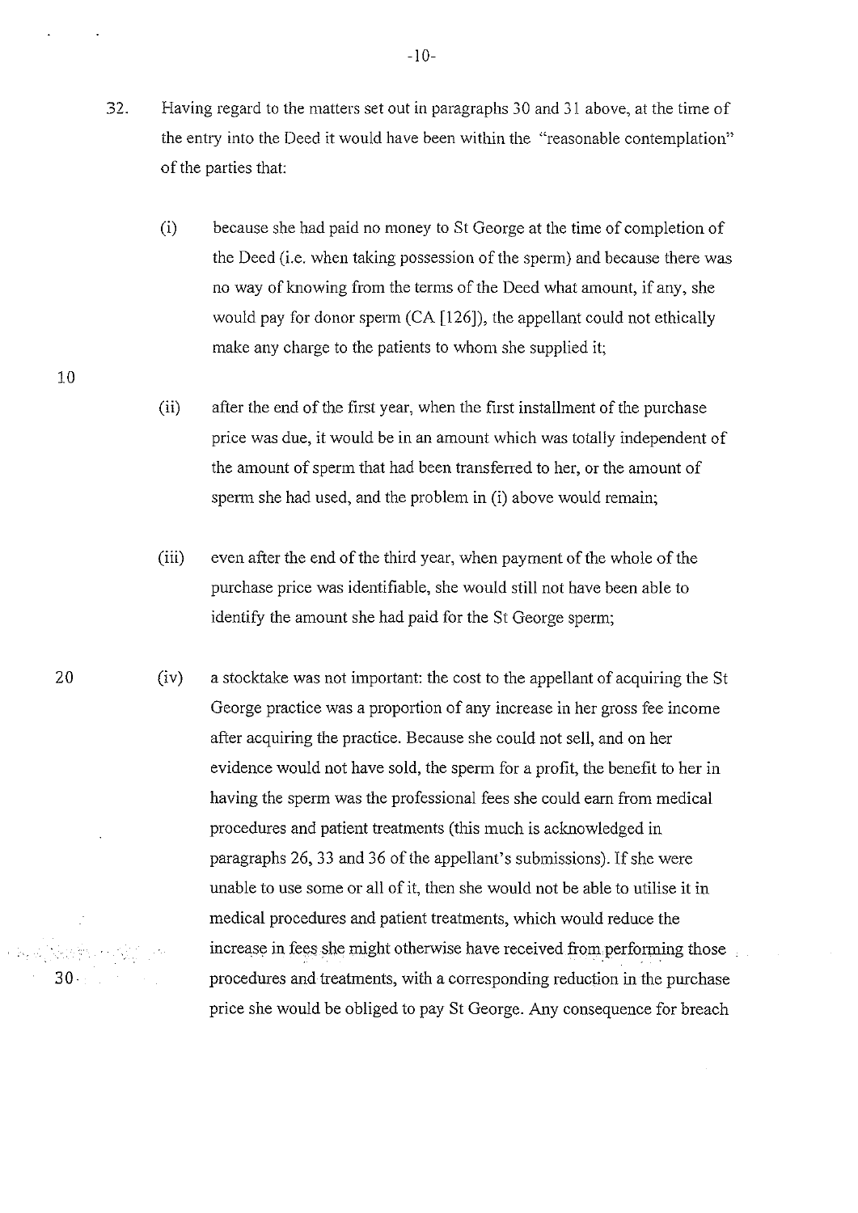32. Having regard to the matters set out in paragraphs 30 and 31 above, at the time of the entry into the Deed it would have been within the "reasonable contemplation" of the parties that:

 (i) because she had paid no money to St George at the time of completion of the Deed (i.e. when taking possession of the sperm) and because there was no way of knowing from the terms of the Deed what amount, if any, she would pay for donor sperm (CA [126]), the appellant could not ethically make any charge to the patients to whom she supplied it;

 (ii) after the end of the first year, when the first installment of the purchase price was due, it would be in an amount which was totally independent of the amount of sperm that had been transferred to her, or the amount of sperm she had used, and the problem in (i) above would remain;

 (iii) even after the end of the third year, when payment of the whole of the purchase price was identifiable, she would still not have been able to identify the amount she had paid for the St George sperm;

 (iv) a stocktake was not important: the cost to the appellant of acquiring the St George practice was a proportion of any increase in her gross fee income after acquiring the practice. Because she could not sell, and on her evidence would not have sold, the sperm for a profit, the benefit to her in having the sperm was the professional fees she could earn from medical procedures and patient treatments (this much is acknowledged in paragraphs 26, 33 and 36 of the appellant's submissions). If she were unable to use some or all of it, then she would not be able to utilise it in medical procedures and patient treatments, which would reduce the increase in fees she might otherwise have received from performing those procedures and treatments, with a corresponding reduction in the purchase price she would be obliged to pay St George. Any consequence for breach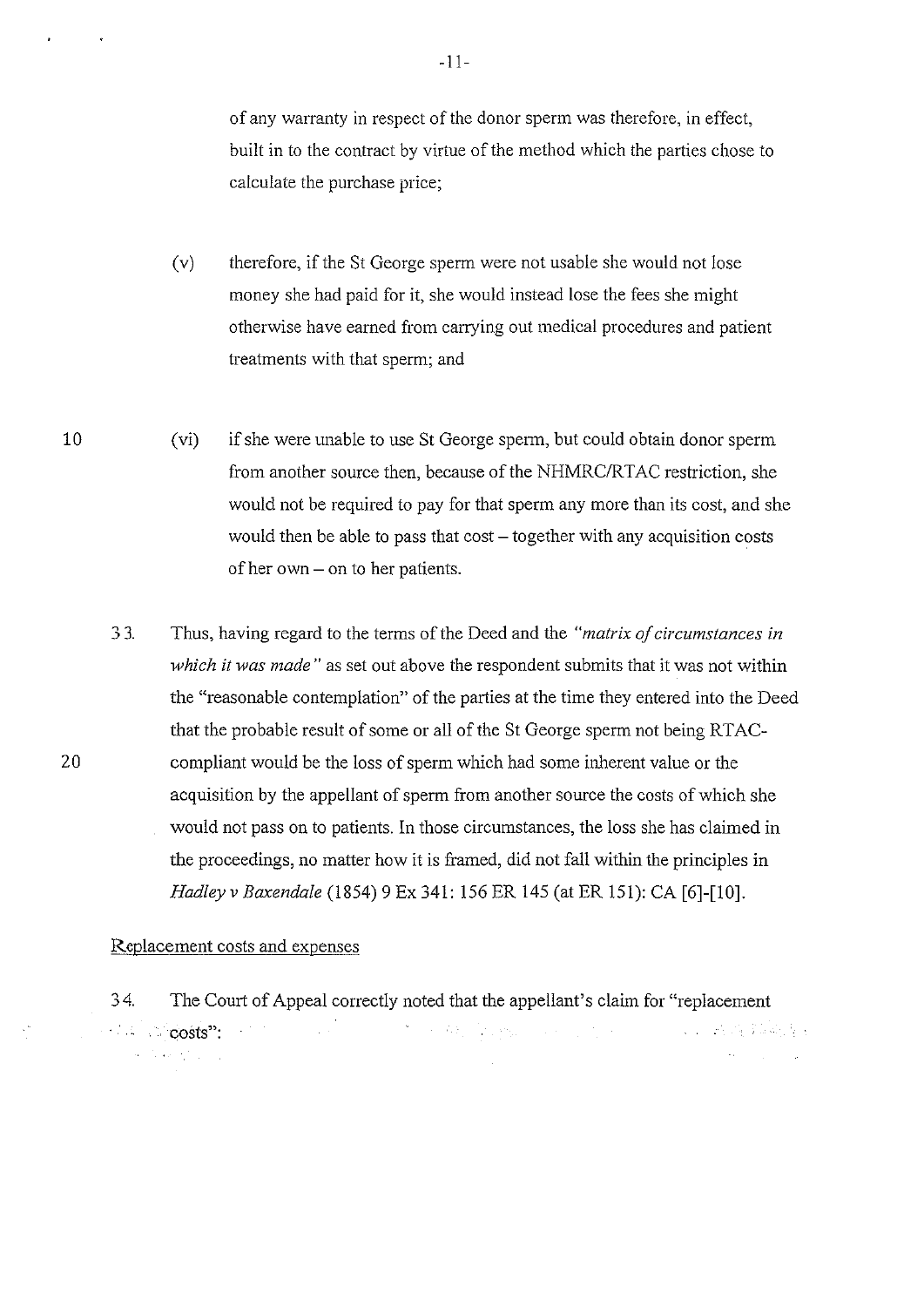of any warranty in respect of the donor sperm was therefore, in effect, built in to the contract by virtue of the method which the parties chose to calculate the purchase price;

(v) therefore, if the St George sperm were not usable she would not lose money she had paid for it, she would instead lose the fees she might otherwise have earned from carrying out medical procedures and patient treatments with that sperm; and

(vi) if she were unable to use St George sperm, but could obtain donor sperm from another source then, because of the NHMRC/RTAC restriction, she would not be required to pay for that sperm any more than its cost, and she would then be able to pass that cost – together with any acquisition costs of her own – on to her patients.

33. Thus, having regard to the terms of the Deed and the *"matrix of circumstances in which it was made"* as set out above the respondent submits that it was not within the "reasonable contemplation" of the parties at the time they entered into the Deed that the probable result of some or all of the St George sperm not being RTAC-compliant would be the loss of sperm which had some inherent value or the acquisition by the appellant of sperm from another source the costs of which she would not pass on to patients. In those circumstances, the loss she has claimed in the proceedings, no matter how it is framed, did not fall within the principles in *Hadley v Baxendale* (1854) 9 Ex 341: 156 ER 145 (at ER 151): CA [6]-[10].

Replacement costs and expenses

34. The Court of Appeal correctly noted that the appellant's claim for "replacement costs":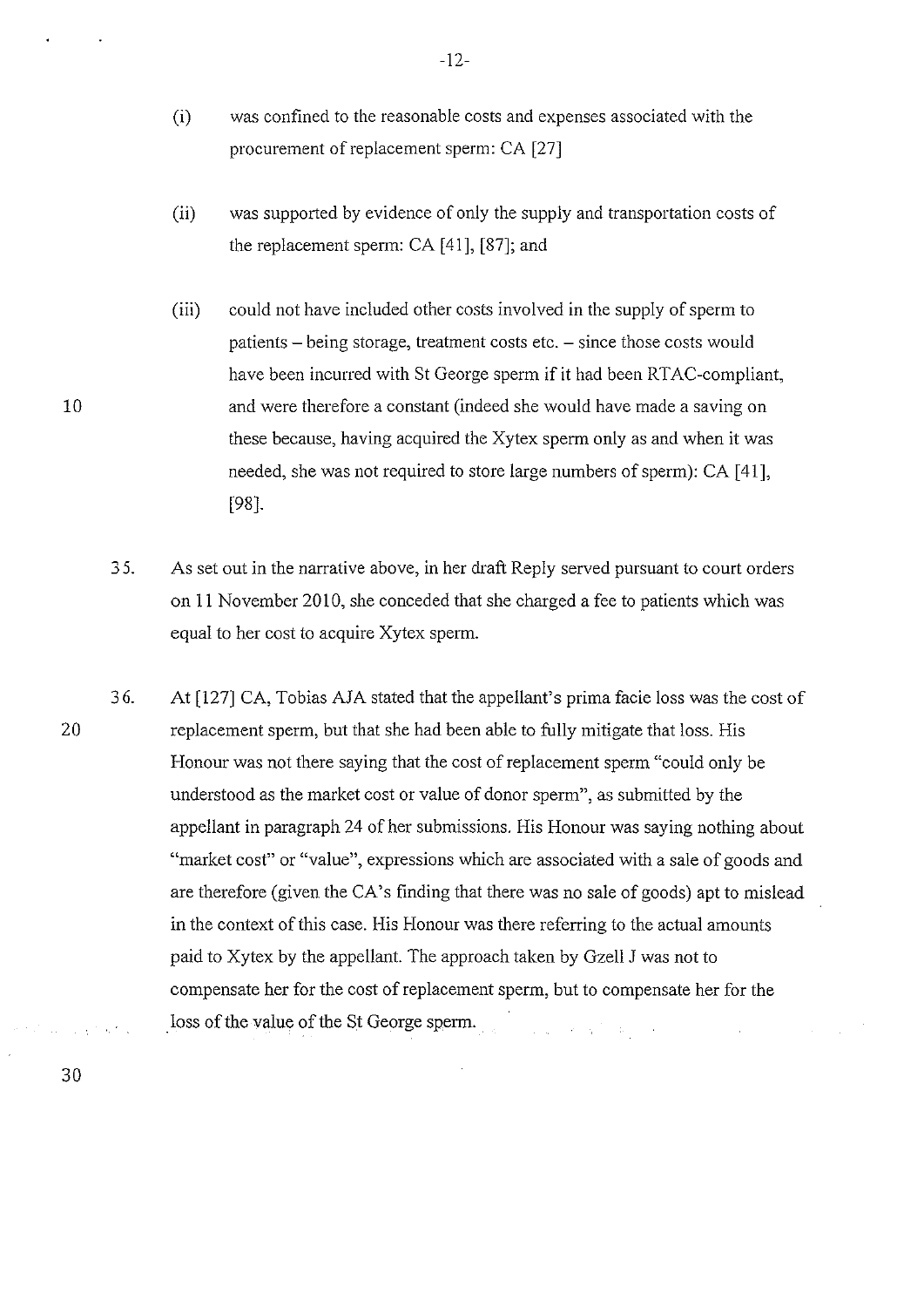(i) was confined to the reasonable costs and expenses associated with the procurement of replacement sperm: CA [27]

(ii) was supported by evidence of only the supply and transportation costs of the replacement sperm: CA [41], [87]; and

(iii) could not have included other costs involved in the supply of sperm to patients – being storage, treatment costs etc. – since those costs would have been incurred with St George sperm if it had been RTAC-compliant, and were therefore a constant (indeed she would have made a saving on these because, having acquired the Xytex sperm only as and when it was needed, she was not required to store large numbers of sperm): CA [41], [98].

35. As set out in the narrative above, in her draft Reply served pursuant to court orders on 11 November 2010, she conceded that she charged a fee to patients which was equal to her cost to acquire Xytex sperm.

36. At [127] CA, Tobias AJA stated that the appellant's prima facie loss was the cost of replacement sperm, but that she had been able to fully mitigate that loss. His Honour was not there saying that the cost of replacement sperm "could only be understood as the market cost or value of donor sperm", as submitted by the appellant in paragraph 24 of her submissions. His Honour was saying nothing about "market cost" or "value", expressions which are associated with a sale of goods and are therefore (given the CA's finding that there was no sale of goods) apt to mislead in the context of this case. His Honour was there referring to the actual amounts paid to Xytex by the appellant. The approach taken by Gzell J was not to compensate her for the cost of replacement sperm, but to compensate her for the loss of the value of the St George sperm.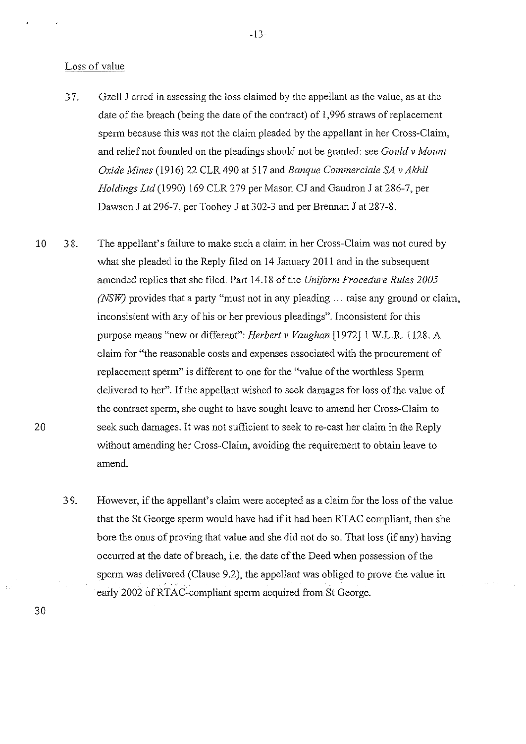Loss of value

37. Gzell J erred in assessing the loss claimed by the appellant as the value, as at the date of the breach (being the date of the contract) of 1,996 straws of replacement sperm because this was not the claim pleaded by the appellant in her Cross-Claim, and relief not founded on the pleadings should not be granted: see *Gould v Mount Oxide Mines* (1916) 22 CLR 490 at 517 and *Banque Commerciale SA v Akhil Holdings Ltd* (1990) 169 CLR 279 per Mason CJ and Gaudron J at 286-7, per Dawson J at 296-7, per Toohey J at 302-3 and per Brennan J at 287-8.

38. The appellant's failure to make such a claim in her Cross-Claim was not cured by what she pleaded in the Reply filed on 14 January 2011 and in the subsequent amended replies that she filed. Part 14.18 of the *Uniform Procedure Rules 2005 (NSW)* provides that a party "must not in any pleading ... raise any ground or claim, inconsistent with any of his or her previous pleadings". Inconsistent for this purpose means "new or different": *Herbert v Vaughan* [1972] 1 W.L.R. 1128. A claim for "the reasonable costs and expenses associated with the procurement of replacement sperm" is different to one for the "value of the worthless Sperm delivered to her". If the appellant wished to seek damages for loss of the value of the contract sperm, she ought to have sought leave to amend her Cross-Claim to seek such damages. It was not sufficient to seek to re-cast her claim in the Reply without amending her Cross-Claim, avoiding the requirement to obtain leave to amend.

39. However, if the appellant's claim were accepted as a claim for the loss of the value that the St George sperm would have had if it had been RTAC compliant, then she bore the onus of proving that value and she did not do so. That loss (if any) having occurred at the date of breach, i.e. the date of the Deed when possession of the sperm was delivered (Clause 9.2), the appellant was obliged to prove the value in early 2002 of RTAC-compliant sperm acquired from St George.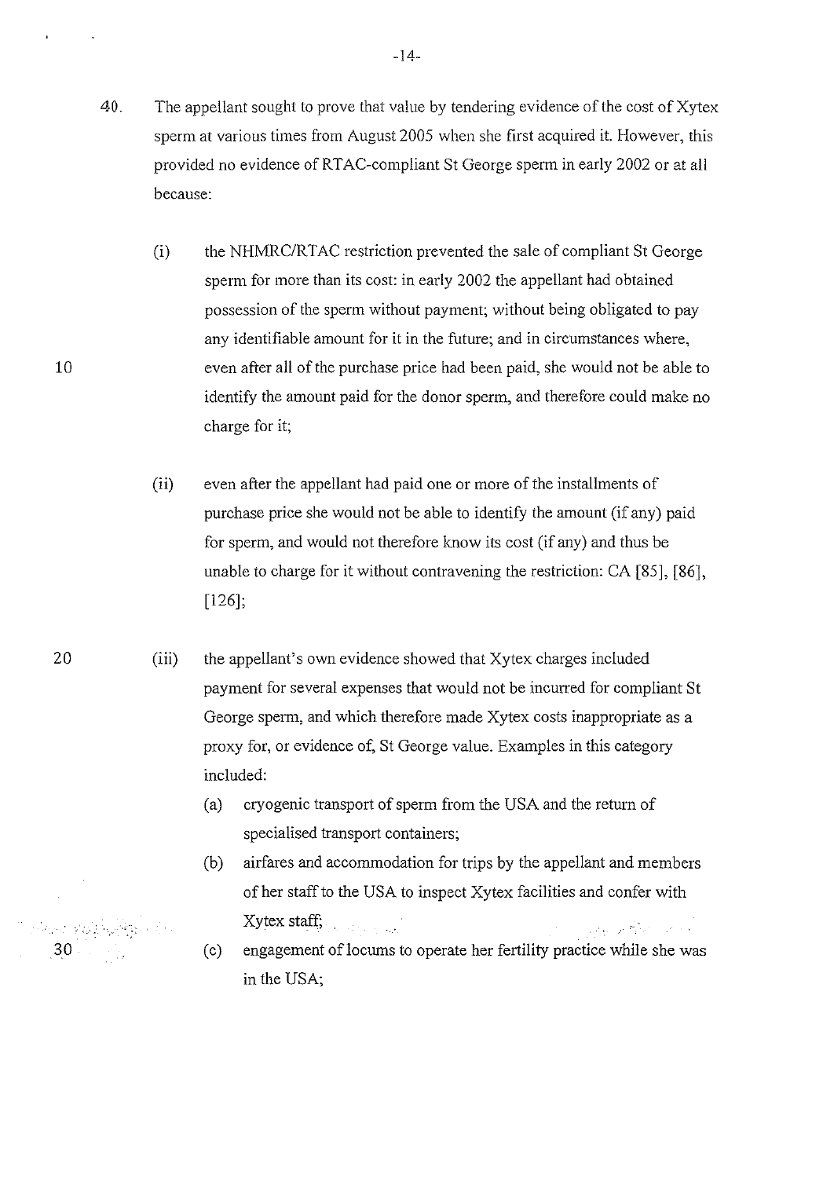40. The appellant sought to prove that value by tendering evidence of the cost of Xytex sperm at various times from August 2005 when she first acquired it. However, this provided no evidence of RTAC-compliant St George sperm in early 2002 or at all because:

   (i) the NHMRC/RTAC restriction prevented the sale of compliant St George sperm for more than its cost: in early 2002 the appellant had obtained possession of the sperm without payment; without being obligated to pay any identifiable amount for it in the future; and in circumstances where, even after all of the purchase price had been paid, she would not be able to identify the amount paid for the donor sperm, and therefore could make no charge for it;

   (ii) even after the appellant had paid one or more of the installments of purchase price she would not be able to identify the amount (if any) paid for sperm, and would not therefore know its cost (if any) and thus be unable to charge for it without contravening the restriction: CA [85], [86], [126];

   (iii) the appellant's own evidence showed that Xytex charges included payment for several expenses that would not be incurred for compliant St George sperm, and which therefore made Xytex costs inappropriate as a proxy for, or evidence of, St George value. Examples in this category included:

      (a) cryogenic transport of sperm from the USA and the return of specialised transport containers;

      (b) airfares and accommodation for trips by the appellant and members of her staff to the USA to inspect Xytex facilities and confer with Xytex staff;

      (c) engagement of locums to operate her fertility practice while she was in the USA;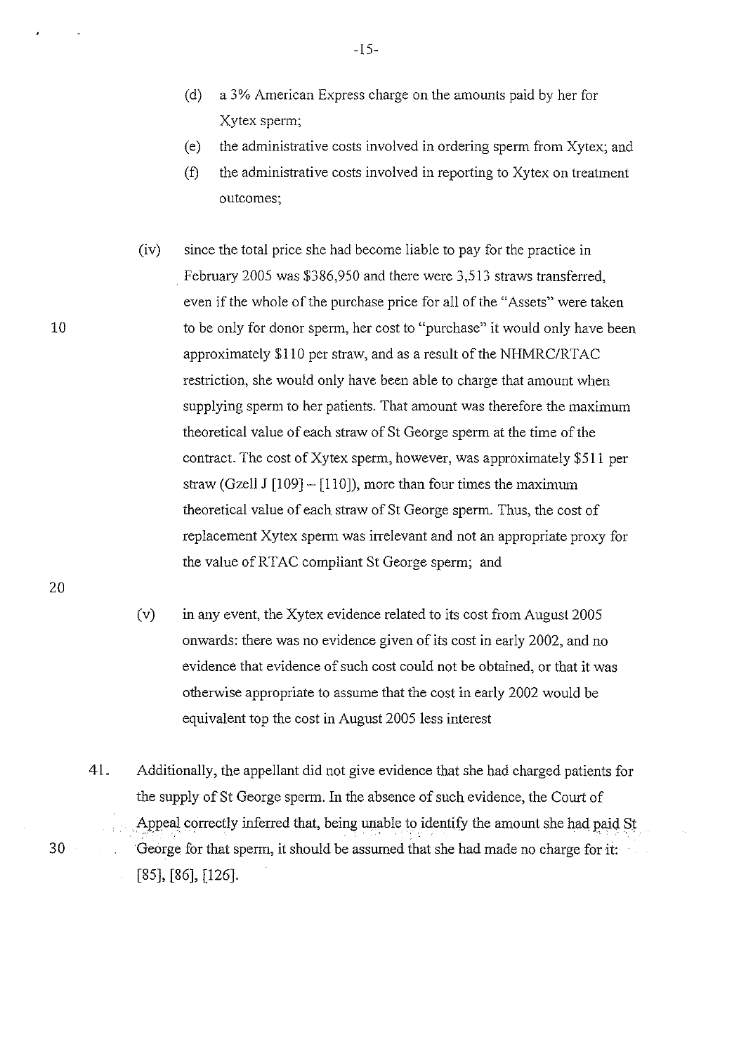(d) a 3% American Express charge on the amounts paid by her for Xytex sperm;

(e) the administrative costs involved in ordering sperm from Xytex; and

(f) the administrative costs involved in reporting to Xytex on treatment outcomes;

(iv) since the total price she had become liable to pay for the practice in February 2005 was $386,950 and there were 3,513 straws transferred, even if the whole of the purchase price for all of the "Assets" were taken to be only for donor sperm, her cost to "purchase" it would only have been approximately $110 per straw, and as a result of the NHMRC/RTAC restriction, she would only have been able to charge that amount when supplying sperm to her patients. That amount was therefore the maximum theoretical value of each straw of St George sperm at the time of the contract. The cost of Xytex sperm, however, was approximately $511 per straw (Gzell J [109] – [110]), more than four times the maximum theoretical value of each straw of St George sperm. Thus, the cost of replacement Xytex sperm was irrelevant and not an appropriate proxy for the value of RTAC compliant St George sperm; and

(v) in any event, the Xytex evidence related to its cost from August 2005 onwards: there was no evidence given of its cost in early 2002, and no evidence that evidence of such cost could not be obtained, or that it was otherwise appropriate to assume that the cost in early 2002 would be equivalent top the cost in August 2005 less interest

41. Additionally, the appellant did not give evidence that she had charged patients for the supply of St George sperm. In the absence of such evidence, the Court of Appeal correctly inferred that, being unable to identify the amount she had paid St George for that sperm, it should be assumed that she had made no charge for it: [85], [86], [126].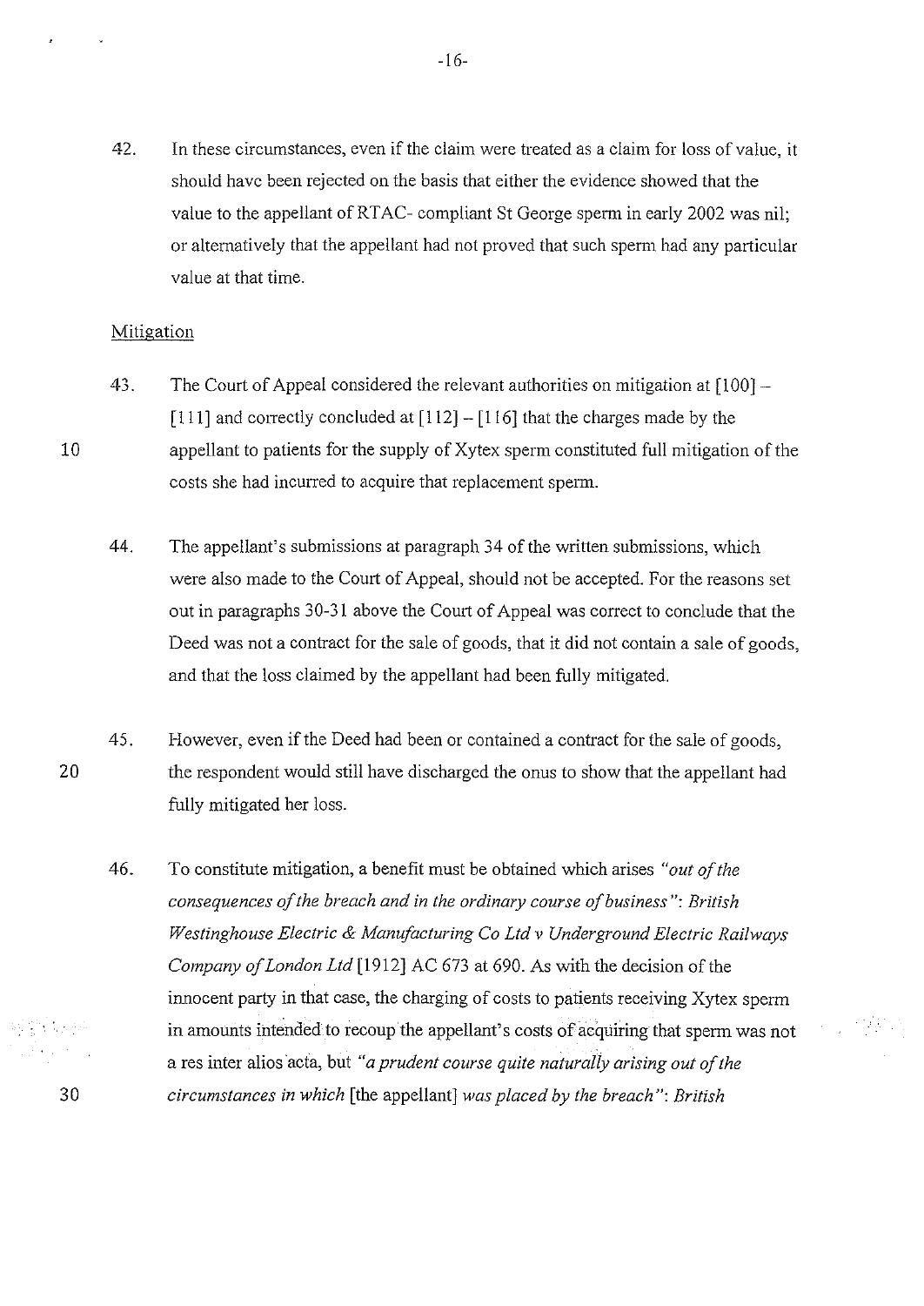42. In these circumstances, even if the claim were treated as a claim for loss of value, it should have been rejected on the basis that either the evidence showed that the value to the appellant of RTAC- compliant St George sperm in early 2002 was nil; or alternatively that the appellant had not proved that such sperm had any particular value at that time.

## Mitigation

43. The Court of Appeal considered the relevant authorities on mitigation at [100] – [111] and correctly concluded at [112] – [116] that the charges made by the appellant to patients for the supply of Xytex sperm constituted full mitigation of the costs she had incurred to acquire that replacement sperm.

44. The appellant's submissions at paragraph 34 of the written submissions, which were also made to the Court of Appeal, should not be accepted. For the reasons set out in paragraphs 30-31 above the Court of Appeal was correct to conclude that the Deed was not a contract for the sale of goods, that it did not contain a sale of goods, and that the loss claimed by the appellant had been fully mitigated.

45. However, even if the Deed had been or contained a contract for the sale of goods, the respondent would still have discharged the onus to show that the appellant had fully mitigated her loss.

46. To constitute mitigation, a benefit must be obtained which arises *"out of the consequences of the breach and in the ordinary course of business"*: *British Westinghouse Electric & Manufacturing Co Ltd v Underground Electric Railways Company of London Ltd* [1912] AC 673 at 690. As with the decision of the innocent party in that case, the charging of costs to patients receiving Xytex sperm in amounts intended to recoup the appellant's costs of acquiring that sperm was not a res inter alios acta, but *"a prudent course quite naturally arising out of the circumstances in which* [the appellant] *was placed by the breach"*: *British*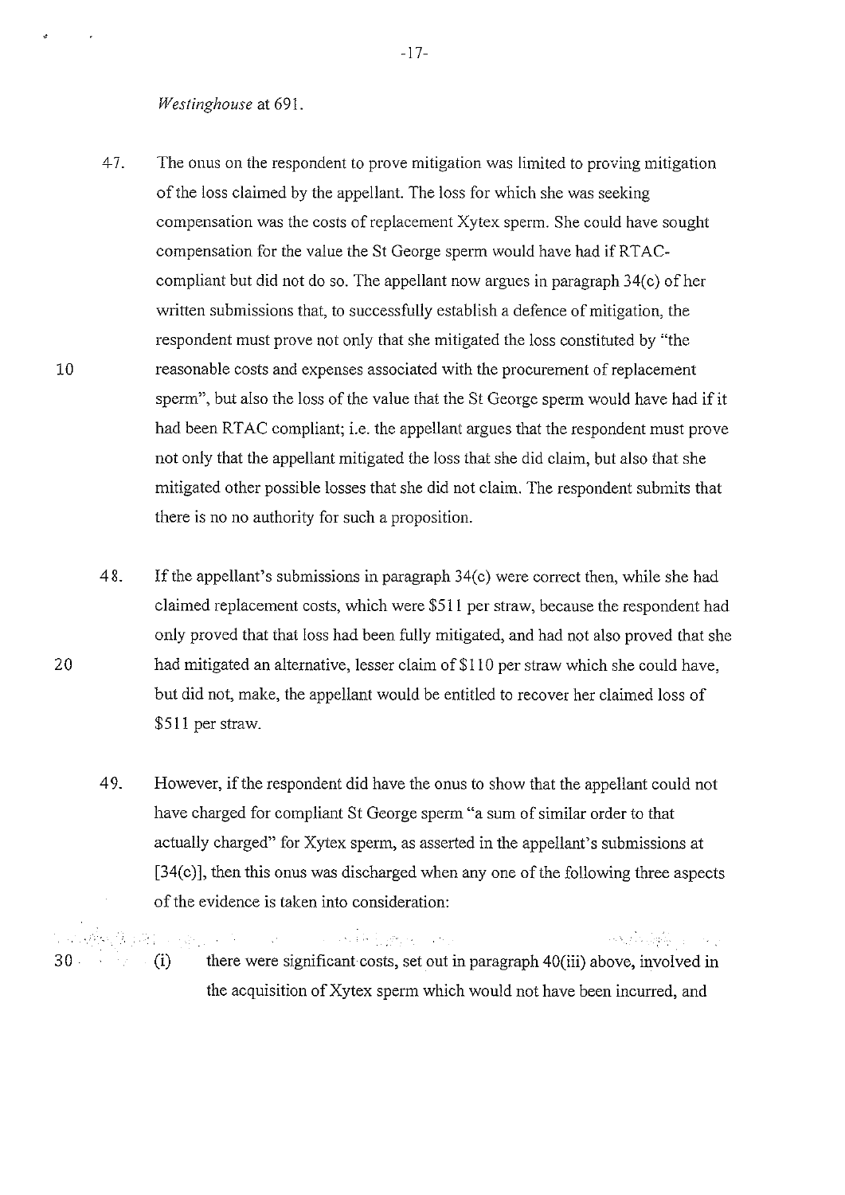*Westinghouse* at 691.

47. The onus on the respondent to prove mitigation was limited to proving mitigation of the loss claimed by the appellant. The loss for which she was seeking compensation was the costs of replacement Xytex sperm. She could have sought compensation for the value the St George sperm would have had if RTAC-compliant but did not do so. The appellant now argues in paragraph 34(c) of her written submissions that, to successfully establish a defence of mitigation, the respondent must prove not only that she mitigated the loss constituted by "the reasonable costs and expenses associated with the procurement of replacement sperm", but also the loss of the value that the St George sperm would have had if it had been RTAC compliant; i.e. the appellant argues that the respondent must prove not only that the appellant mitigated the loss that she did claim, but also that she mitigated other possible losses that she did not claim. The respondent submits that there is no no authority for such a proposition.

48. If the appellant's submissions in paragraph 34(c) were correct then, while she had claimed replacement costs, which were $511 per straw, because the respondent had only proved that that loss had been fully mitigated, and had not also proved that she had mitigated an alternative, lesser claim of $110 per straw which she could have, but did not, make, the appellant would be entitled to recover her claimed loss of $511 per straw.

49. However, if the respondent did have the onus to show that the appellant could not have charged for compliant St George sperm "a sum of similar order to that actually charged" for Xytex sperm, as asserted in the appellant's submissions at [34(c)], then this onus was discharged when any one of the following three aspects of the evidence is taken into consideration:

   (i) there were significant costs, set out in paragraph 40(iii) above, involved in the acquisition of Xytex sperm which would not have been incurred, and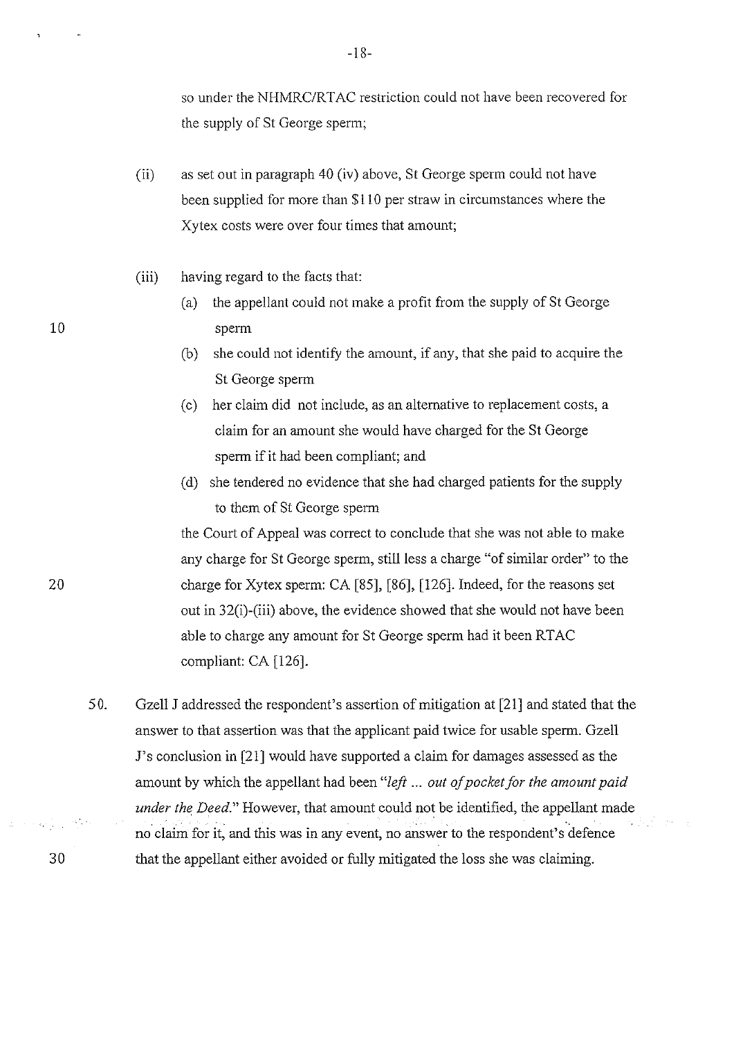so under the NHMRC/RTAC restriction could not have been recovered for the supply of St George sperm;

(ii) as set out in paragraph 40 (iv) above, St George sperm could not have been supplied for more than $110 per straw in circumstances where the Xytex costs were over four times that amount;

(iii) having regard to the facts that:

(a) the appellant could not make a profit from the supply of St George sperm

(b) she could not identify the amount, if any, that she paid to acquire the St George sperm

(c) her claim did not include, as an alternative to replacement costs, a claim for an amount she would have charged for the St George sperm if it had been compliant; and

(d) she tendered no evidence that she had charged patients for the supply to them of St George sperm

the Court of Appeal was correct to conclude that she was not able to make any charge for St George sperm, still less a charge "of similar order" to the charge for Xytex sperm: CA [85], [86], [126]. Indeed, for the reasons set out in 32(i)-(iii) above, the evidence showed that she would not have been able to charge any amount for St George sperm had it been RTAC compliant: CA [126].

50. Gzell J addressed the respondent's assertion of mitigation at [21] and stated that the answer to that assertion was that the applicant paid twice for usable sperm. Gzell J's conclusion in [21] would have supported a claim for damages assessed as the amount by which the appellant had been "*left ... out of pocket for the amount paid under the Deed.*" However, that amount could not be identified, the appellant made no claim for it, and this was in any event, no answer to the respondent's defence that the appellant either avoided or fully mitigated the loss she was claiming.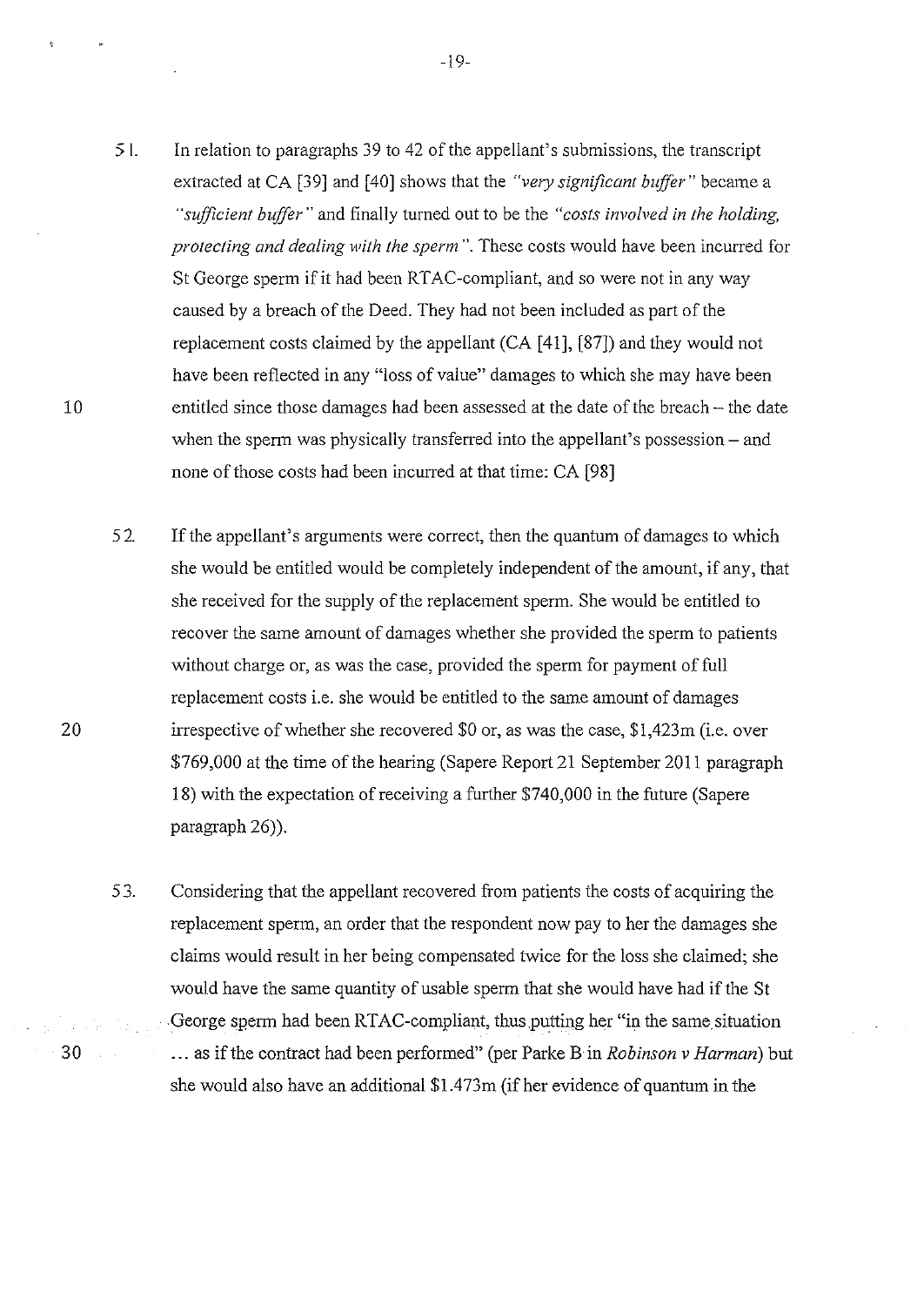51. In relation to paragraphs 39 to 42 of the appellant's submissions, the transcript extracted at CA [39] and [40] shows that the *"very significant buffer"* became a *"sufficient buffer"* and finally turned out to be the *"costs involved in the holding, protecting and dealing with the sperm"*. These costs would have been incurred for St George sperm if it had been RTAC-compliant, and so were not in any way caused by a breach of the Deed. They had not been included as part of the replacement costs claimed by the appellant (CA [41], [87]) and they would not have been reflected in any "loss of value" damages to which she may have been entitled since those damages had been assessed at the date of the breach – the date when the sperm was physically transferred into the appellant's possession – and none of those costs had been incurred at that time: CA [98]

52. If the appellant's arguments were correct, then the quantum of damages to which she would be entitled would be completely independent of the amount, if any, that she received for the supply of the replacement sperm. She would be entitled to recover the same amount of damages whether she provided the sperm to patients without charge or, as was the case, provided the sperm for payment of full replacement costs i.e. she would be entitled to the same amount of damages irrespective of whether she recovered $0 or, as was the case, $1,423m (i.e. over $769,000 at the time of the hearing (Sapere Report 21 September 2011 paragraph 18) with the expectation of receiving a further $740,000 in the future (Sapere paragraph 26)).

53. Considering that the appellant recovered from patients the costs of acquiring the replacement sperm, an order that the respondent now pay to her the damages she claims would result in her being compensated twice for the loss she claimed; she would have the same quantity of usable sperm that she would have had if the St George sperm had been RTAC-compliant, thus putting her "in the same situation ... as if the contract had been performed" (per Parke B in *Robinson v Harman*) but she would also have an additional $1.473m (if her evidence of quantum in the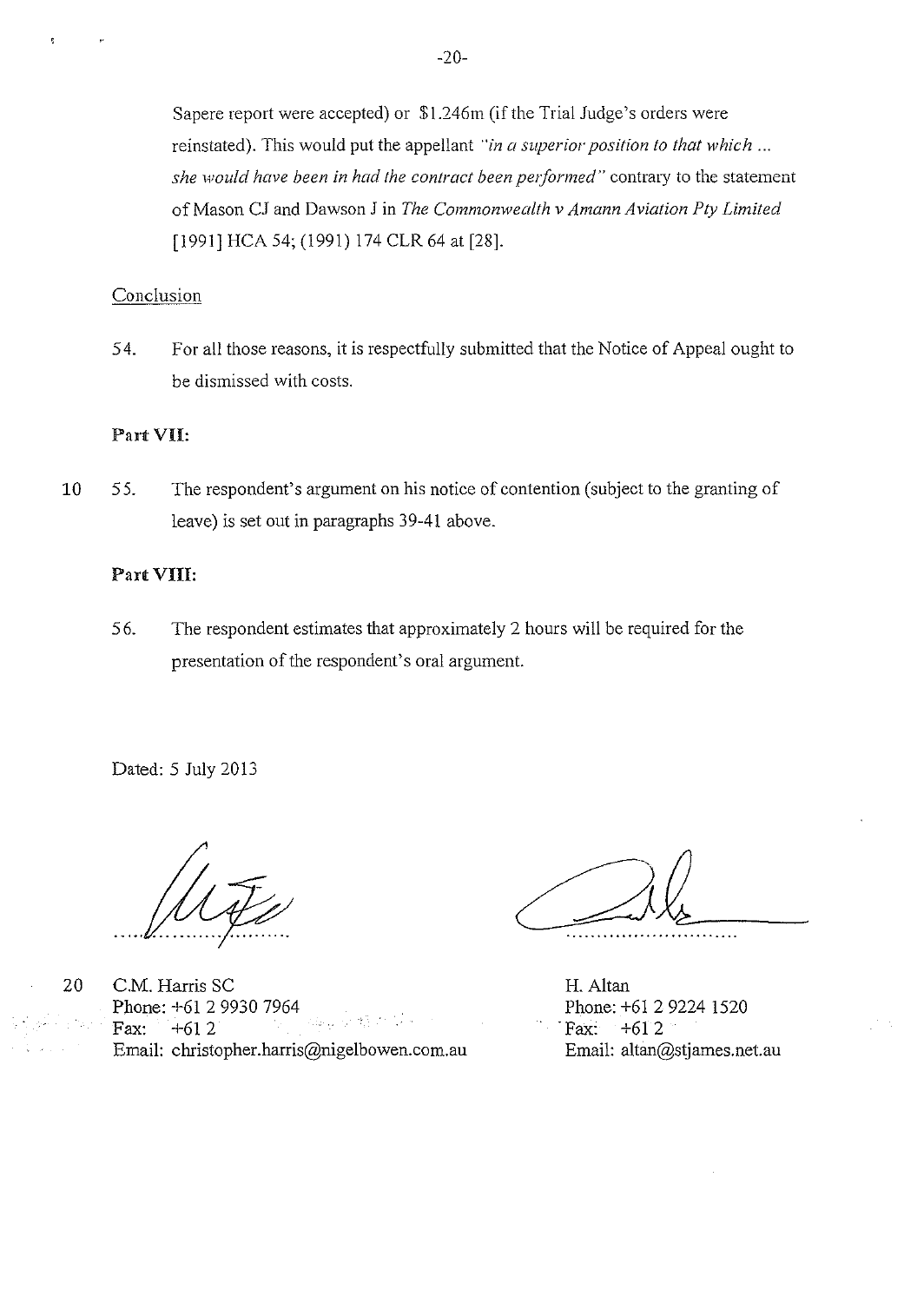Sapere report were accepted) or $1.246m (if the Trial Judge's orders were reinstated). This would put the appellant *"in a superior position to that which ... she would have been in had the contract been performed"* contrary to the statement of Mason CJ and Dawson J in *The Commonwealth v Amann Aviation Pty Limited* [1991] HCA 54; (1991) 174 CLR 64 at [28].

Conclusion

54. For all those reasons, it is respectfully submitted that the Notice of Appeal ought to be dismissed with costs.

**Part VII:**

55. The respondent's argument on his notice of contention (subject to the granting of leave) is set out in paragraphs 39-41 above.

**Part VIII:**

56. The respondent estimates that approximately 2 hours will be required for the presentation of the respondent's oral argument.

Dated: 5 July 2013

C.M. Harris SC
Phone: +61 2 9930 7964
Fax: +61 2
Email: christopher.harris@nigelbowen.com.au

H. Altan
Phone: +61 2 9224 1520
Fax: +61 2
Email: altan@stjames.net.au